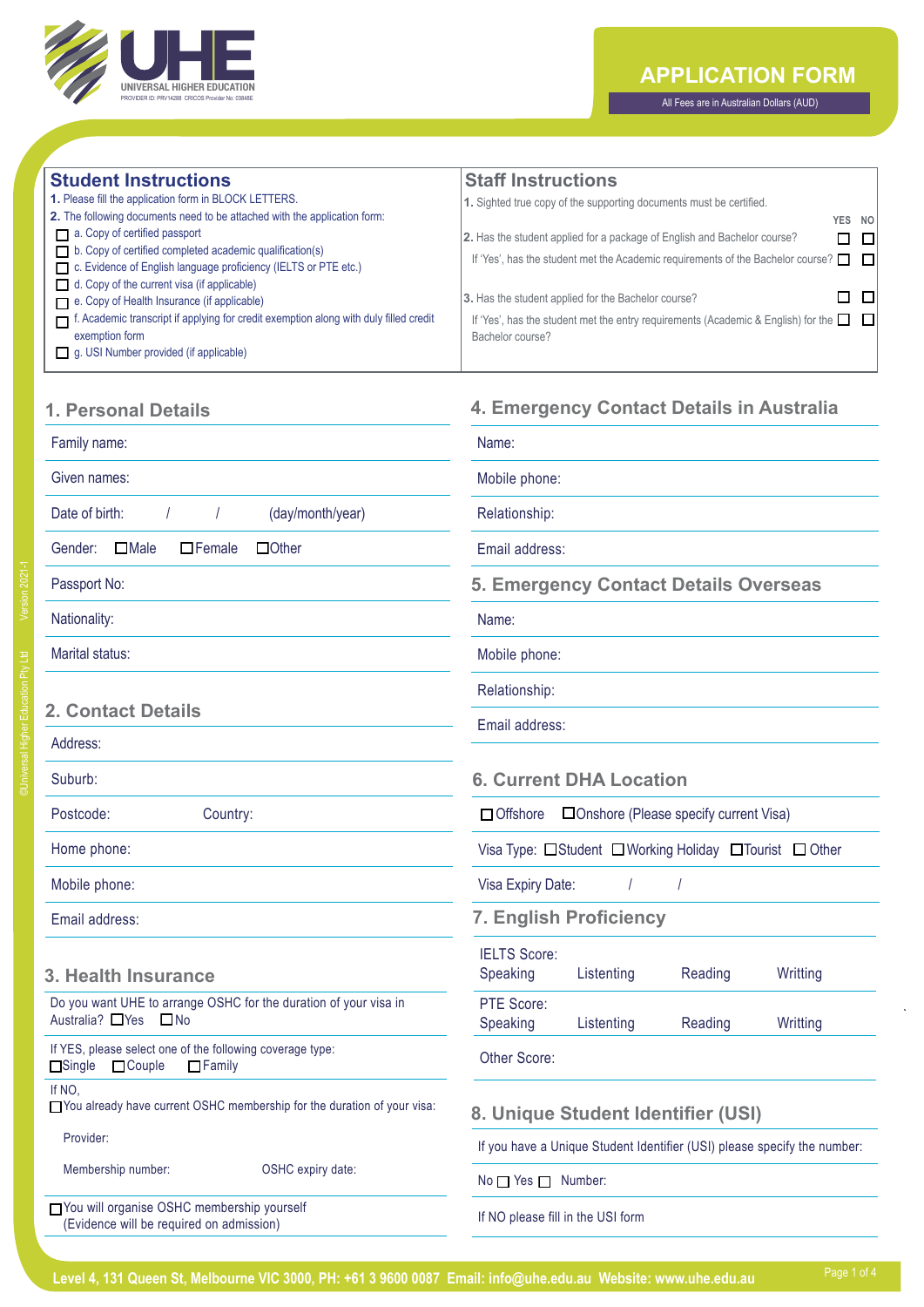UHE
UNIVERSAL HIGHER EDUCATION
PROVIDER ID: PRV14288 CRICOS Provider No: 03848E

# APPLICATION FORM

All Fees are in Australian Dollars (AUD)

## Student Instructions

**1.** Please fill the application form in BLOCK LETTERS.

**2.** The following documents need to be attached with the application form:

- ☐ a. Copy of certified passport
- ☐ b. Copy of certified completed academic qualification(s)
- ☐ c. Evidence of English language proficiency (IELTS or PTE etc.)
- ☐ d. Copy of the current visa (if applicable)
- ☐ e. Copy of Health Insurance (if applicable)
- ☐ f. Academic transcript if applying for credit exemption along with duly filled credit exemption form
- ☐ g. USI Number provided (if applicable)

## Staff Instructions

**1.** Sighted true copy of the supporting documents must be certified.

| | YES | NO |
|---|---|---|
| **2.** Has the student applied for a package of English and Bachelor course? | ☐ | ☐ |
| If 'Yes', has the student met the Academic requirements of the Bachelor course? | ☐ | ☐ |
| **3.** Has the student applied for the Bachelor course? | ☐ | ☐ |
| If 'Yes', has the student met the entry requirements (Academic & English) for the Bachelor course? | ☐ | ☐ |

## 1. Personal Details

Family name:

Given names:

Date of birth: / / (day/month/year)

Gender: ☐Male ☐Female ☐Other

Passport No:

Nationality:

Marital status:

## 2. Contact Details

Address:

Suburb:

Postcode: Country:

Home phone:

Mobile phone:

Email address:

## 3. Health Insurance

Do you want UHE to arrange OSHC for the duration of your visa in Australia? ☐Yes ☐No

If YES, please select one of the following coverage type:
☐Single ☐Couple ☐Family

If NO,
☐You already have current OSHC membership for the duration of your visa:

Provider:

Membership number: OSHC expiry date:

☐You will organise OSHC membership yourself
(Evidence will be required on admission)

## 4. Emergency Contact Details in Australia

Name:

Mobile phone:

Relationship:

Email address:

## 5. Emergency Contact Details Overseas

Name:

Mobile phone:

Relationship:

Email address:

## 6. Current DHA Location

☐Offshore ☐Onshore (Please specify current Visa)

Visa Type: ☐Student ☐Working Holiday ☐Tourist ☐ Other

Visa Expiry Date: / /

## 7. English Proficiency

IELTS Score:
Speaking Listenting Reading Writting

PTE Score:
Speaking Listenting Reading Writting

Other Score:

## 8. Unique Student Identifier (USI)

If you have a Unique Student Identifier (USI) please specify the number:

No ☐ Yes ☐ Number:

If NO please fill in the USI form

Level 4, 131 Queen St, Melbourne VIC 3000, PH: +61 3 9600 0087 Email: info@uhe.edu.au Website: www.uhe.edu.au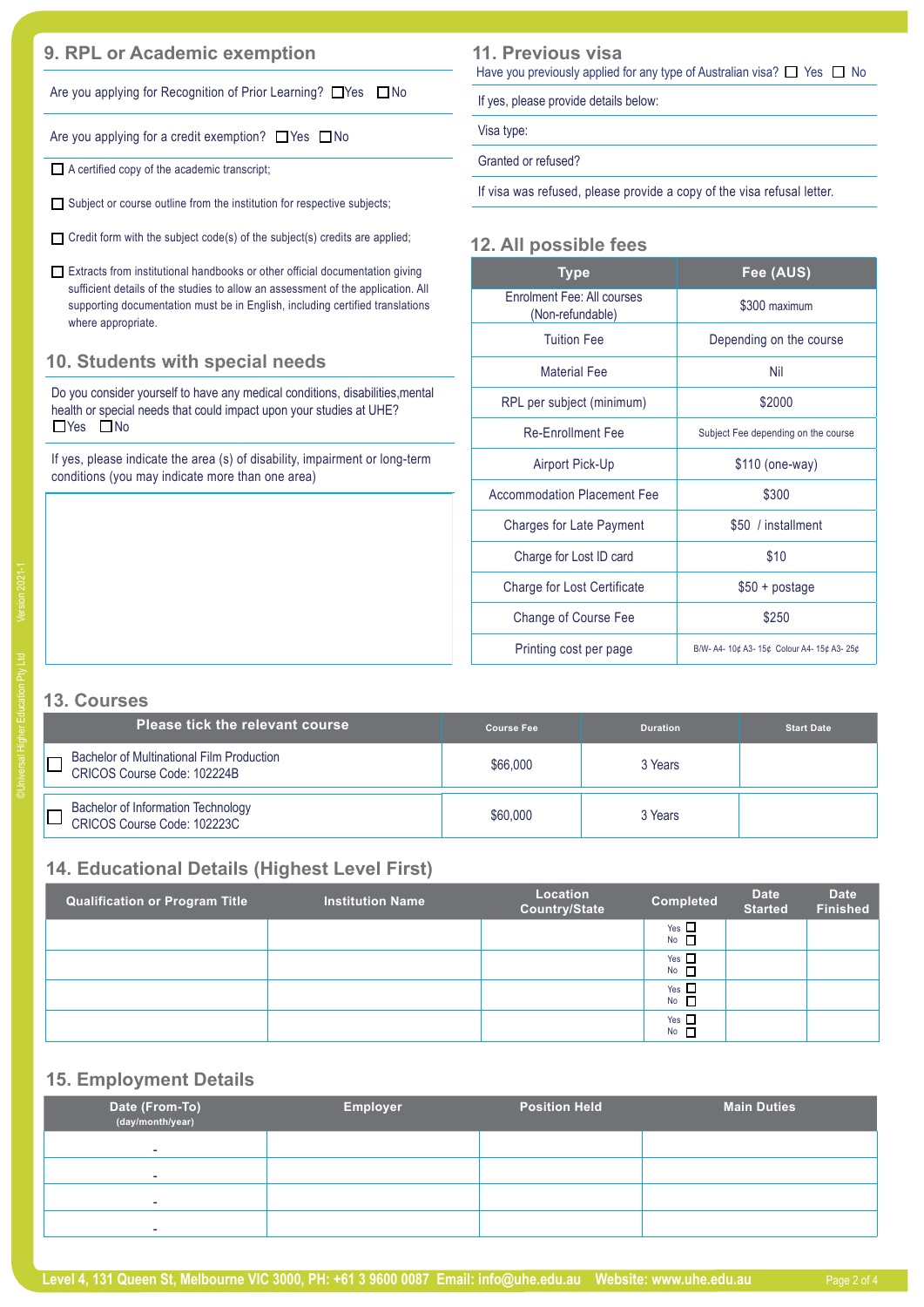## 9. RPL or Academic exemption

Are you applying for Recognition of Prior Learning? ☐ Yes ☐ No

Are you applying for a credit exemption? ☐ Yes ☐ No

☐ A certified copy of the academic transcript;

☐ Subject or course outline from the institution for respective subjects;

☐ Credit form with the subject code(s) of the subject(s) credits are applied;

☐ Extracts from institutional handbooks or other official documentation giving sufficient details of the studies to allow an assessment of the application. All supporting documentation must be in English, including certified translations where appropriate.

## 10. Students with special needs

Do you consider yourself to have any medical conditions, disabilities,mental health or special needs that could impact upon your studies at UHE?
☐ Yes ☐ No

If yes, please indicate the area (s) of disability, impairment or long-term conditions (you may indicate more than one area)

## 11. Previous visa

Have you previously applied for any type of Australian visa? ☐ Yes ☐ No

If yes, please provide details below:

Visa type:

Granted or refused?

If visa was refused, please provide a copy of the visa refusal letter.

## 12. All possible fees

| Type | Fee (AUS) |
|---|---|
| Enrolment Fee: All courses (Non-refundable) | $300 maximum |
| Tuition Fee | Depending on the course |
| Material Fee | Nil |
| RPL per subject (minimum) | $2000 |
| Re-Enrollment Fee | Subject Fee depending on the course |
| Airport Pick-Up | $110 (one-way) |
| Accommodation Placement Fee | $300 |
| Charges for Late Payment | $50 / installment |
| Charge for Lost ID card | $10 |
| Charge for Lost Certificate | $50 + postage |
| Change of Course Fee | $250 |
| Printing cost per page | B/W- A4- 10¢ A3- 15¢ Colour A4- 15¢ A3- 25¢ |

## 13. Courses

| Please tick the relevant course | Course Fee | Duration | Start Date |
|---|---|---|---|
| ☐ Bachelor of Multinational Film Production CRICOS Course Code: 102224B | $66,000 | 3 Years | |
| ☐ Bachelor of Information Technology CRICOS Course Code: 102223C | $60,000 | 3 Years | |

## 14. Educational Details (Highest Level First)

| Qualification or Program Title | Institution Name | Location Country/State | Completed | Date Started | Date Finished |
|---|---|---|---|---|---|
| | | | Yes ☐ No ☐ | | |
| | | | Yes ☐ No ☐ | | |
| | | | Yes ☐ No ☐ | | |
| | | | Yes ☐ No ☐ | | |

## 15. Employment Details

| Date (From-To) (day/month/year) | Employer | Position Held | Main Duties |
|---|---|---|---|
| - | | | |
| - | | | |
| - | | | |
| - | | | |

Level 4, 131 Queen St, Melbourne VIC 3000, PH: +61 3 9600 0087 Email: info@uhe.edu.au Website: www.uhe.edu.au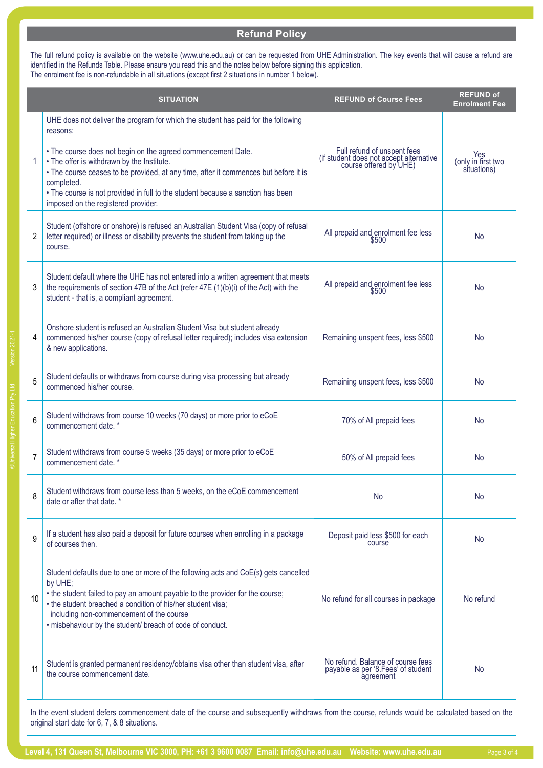## Refund Policy

The full refund policy is available on the website (www.uhe.edu.au) or can be requested from UHE Administration. The key events that will cause a refund are identified in the Refunds Table. Please ensure you read this and the notes below before signing this application.
The enrolment fee is non-refundable in all situations (except first 2 situations in number 1 below).

| | SITUATION | REFUND of Course Fees | REFUND of Enrolment Fee |
|---|---|---|---|
| 1 | UHE does not deliver the program for which the student has paid for the following reasons:<br><br>• The course does not begin on the agreed commencement Date.<br>• The offer is withdrawn by the Institute.<br>• The course ceases to be provided, at any time, after it commences but before it is completed.<br>• The course is not provided in full to the student because a sanction has been imposed on the registered provider. | Full refund of unspent fees (if student does not accept alternative course offered by UHE) | Yes (only in first two situations) |
| 2 | Student (offshore or onshore) is refused an Australian Student Visa (copy of refusal letter required) or illness or disability prevents the student from taking up the course. | All prepaid and enrolment fee less $500 | No |
| 3 | Student default where the UHE has not entered into a written agreement that meets the requirements of section 47B of the Act (refer 47E (1)(b)(i) of the Act) with the student - that is, a compliant agreement. | All prepaid and enrolment fee less $500 | No |
| 4 | Onshore student is refused an Australian Student Visa but student already commenced his/her course (copy of refusal letter required); includes visa extension & new applications. | Remaining unspent fees, less $500 | No |
| 5 | Student defaults or withdraws from course during visa processing but already commenced his/her course. | Remaining unspent fees, less $500 | No |
| 6 | Student withdraws from course 10 weeks (70 days) or more prior to eCoE commencement date. * | 70% of All prepaid fees | No |
| 7 | Student withdraws from course 5 weeks (35 days) or more prior to eCoE commencement date. * | 50% of All prepaid fees | No |
| 8 | Student withdraws from course less than 5 weeks, on the eCoE commencement date or after that date. * | No | No |
| 9 | If a student has also paid a deposit for future courses when enrolling in a package of courses then. | Deposit paid less $500 for each course | No |
| 10 | Student defaults due to one or more of the following acts and CoE(s) gets cancelled by UHE;<br>• the student failed to pay an amount payable to the provider for the course;<br>• the student breached a condition of his/her student visa; including non-commencement of the course<br>• misbehaviour by the student/ breach of code of conduct. | No refund for all courses in package | No refund |
| 11 | Student is granted permanent residency/obtains visa other than student visa, after the course commencement date. | No refund. Balance of course fees payable as per '8.Fees' of student agreement | No |

In the event student defers commencement date of the course and subsequently withdraws from the course, refunds would be calculated based on the original start date for 6, 7, & 8 situations.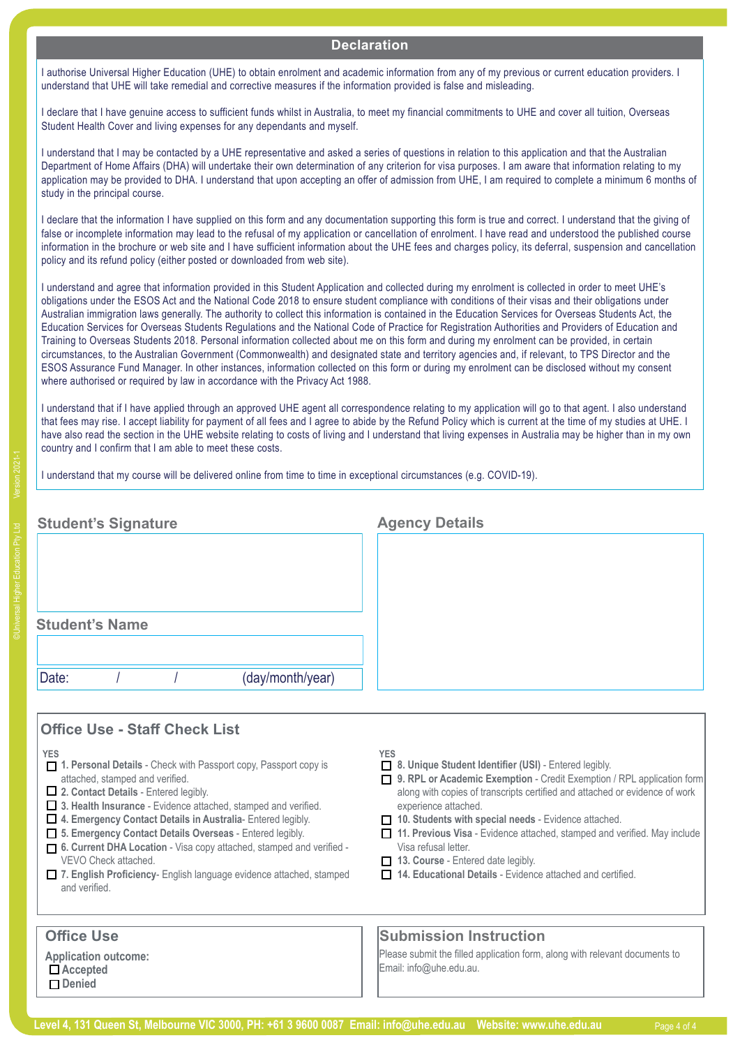## Declaration

I authorise Universal Higher Education (UHE) to obtain enrolment and academic information from any of my previous or current education providers. I understand that UHE will take remedial and corrective measures if the information provided is false and misleading.

I declare that I have genuine access to sufficient funds whilst in Australia, to meet my financial commitments to UHE and cover all tuition, Overseas Student Health Cover and living expenses for any dependants and myself.

I understand that I may be contacted by a UHE representative and asked a series of questions in relation to this application and that the Australian Department of Home Affairs (DHA) will undertake their own determination of any criterion for visa purposes. I am aware that information relating to my application may be provided to DHA. I understand that upon accepting an offer of admission from UHE, I am required to complete a minimum 6 months of study in the principal course.

I declare that the information I have supplied on this form and any documentation supporting this form is true and correct. I understand that the giving of false or incomplete information may lead to the refusal of my application or cancellation of enrolment. I have read and understood the published course information in the brochure or web site and I have sufficient information about the UHE fees and charges policy, its deferral, suspension and cancellation policy and its refund policy (either posted or downloaded from web site).

I understand and agree that information provided in this Student Application and collected during my enrolment is collected in order to meet UHE's obligations under the ESOS Act and the National Code 2018 to ensure student compliance with conditions of their visas and their obligations under Australian immigration laws generally. The authority to collect this information is contained in the Education Services for Overseas Students Act, the Education Services for Overseas Students Regulations and the National Code of Practice for Registration Authorities and Providers of Education and Training to Overseas Students 2018. Personal information collected about me on this form and during my enrolment can be provided, in certain circumstances, to the Australian Government (Commonwealth) and designated state and territory agencies and, if relevant, to TPS Director and the ESOS Assurance Fund Manager. In other instances, information collected on this form or during my enrolment can be disclosed without my consent where authorised or required by law in accordance with the Privacy Act 1988.

I understand that if I have applied through an approved UHE agent all correspondence relating to my application will go to that agent. I also understand that fees may rise. I accept liability for payment of all fees and I agree to abide by the Refund Policy which is current at the time of my studies at UHE. I have also read the section in the UHE website relating to costs of living and I understand that living expenses in Australia may be higher than in my own country and I confirm that I am able to meet these costs.

I understand that my course will be delivered online from time to time in exceptional circumstances (e.g. COVID-19).

### Student's Signature

### Student's Name

Date: / / (day/month/year)

### Agency Details

### Office Use - Staff Check List

YES

- ☐ **1. Personal Details** - Check with Passport copy, Passport copy is attached, stamped and verified.
- ☐ **2. Contact Details** - Entered legibly.
- ☐ **3. Health Insurance** - Evidence attached, stamped and verified.
- ☐ **4. Emergency Contact Details in Australia**- Entered legibly.
- ☐ **5. Emergency Contact Details Overseas** - Entered legibly.
- ☐ **6. Current DHA Location** - Visa copy attached, stamped and verified - VEVO Check attached.
- ☐ **7. English Proficiency**- English language evidence attached, stamped and verified.

YES

- ☐ **8. Unique Student Identifier (USI)** - Entered legibly.
- ☐ **9. RPL or Academic Exemption** - Credit Exemption / RPL application form along with copies of transcripts certified and attached or evidence of work experience attached.
- ☐ **10. Students with special needs** - Evidence attached.
- ☐ **11. Previous Visa** - Evidence attached, stamped and verified. May include Visa refusal letter.
- ☐ **13. Course** - Entered date legibly.
- ☐ **14. Educational Details** - Evidence attached and certified.

### Office Use

**Application outcome:**

- ☐ **Accepted**
- ☐ **Denied**

### Submission Instruction

Please submit the filled application form, along with relevant documents to Email: info@uhe.edu.au.

**Level 4, 131 Queen St, Melbourne VIC 3000, PH: +61 3 9600 0087 Email: info@uhe.edu.au Website: www.uhe.edu.au**